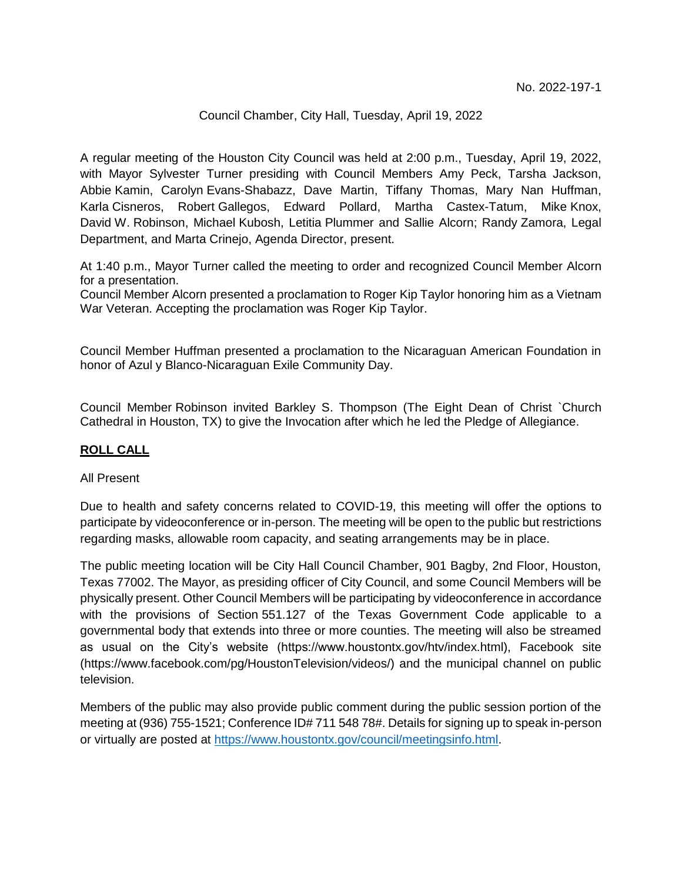No. 2022-197-1

Council Chamber, City Hall, Tuesday, April 19, 2022

A regular meeting of the Houston City Council was held at 2:00 p.m., Tuesday, April 19, 2022, with Mayor Sylvester Turner presiding with Council Members Amy Peck, Tarsha Jackson, Abbie Kamin, Carolyn Evans-Shabazz, Dave Martin, Tiffany Thomas, Mary Nan Huffman, Karla Cisneros, Robert Gallegos, Edward Pollard, Martha Castex-Tatum, Mike Knox, David W. Robinson, Michael Kubosh, Letitia Plummer and Sallie Alcorn; Randy Zamora, Legal Department, and Marta Crinejo, Agenda Director, present.

At 1:40 p.m., Mayor Turner called the meeting to order and recognized Council Member Alcorn for a presentation.
Council Member Alcorn presented a proclamation to Roger Kip Taylor honoring him as a Vietnam War Veteran. Accepting the proclamation was Roger Kip Taylor.

Council Member Huffman presented a proclamation to the Nicaraguan American Foundation in honor of Azul y Blanco-Nicaraguan Exile Community Day.

Council Member Robinson invited Barkley S. Thompson (The Eight Dean of Christ `Church Cathedral in Houston, TX) to give the Invocation after which he led the Pledge of Allegiance.

**ROLL CALL**

All Present

Due to health and safety concerns related to COVID-19, this meeting will offer the options to participate by videoconference or in-person. The meeting will be open to the public but restrictions regarding masks, allowable room capacity, and seating arrangements may be in place.

The public meeting location will be City Hall Council Chamber, 901 Bagby, 2nd Floor, Houston, Texas 77002. The Mayor, as presiding officer of City Council, and some Council Members will be physically present. Other Council Members will be participating by videoconference in accordance with the provisions of Section 551.127 of the Texas Government Code applicable to a governmental body that extends into three or more counties. The meeting will also be streamed as usual on the City's website (https://www.houstontx.gov/htv/index.html), Facebook site (https://www.facebook.com/pg/HoustonTelevision/videos/) and the municipal channel on public television.

Members of the public may also provide public comment during the public session portion of the meeting at (936) 755-1521; Conference ID# 711 548 78#. Details for signing up to speak in-person or virtually are posted at [https://www.houstontx.gov/council/meetingsinfo.html](https://www.houstontx.gov/council/meetingsinfo.html).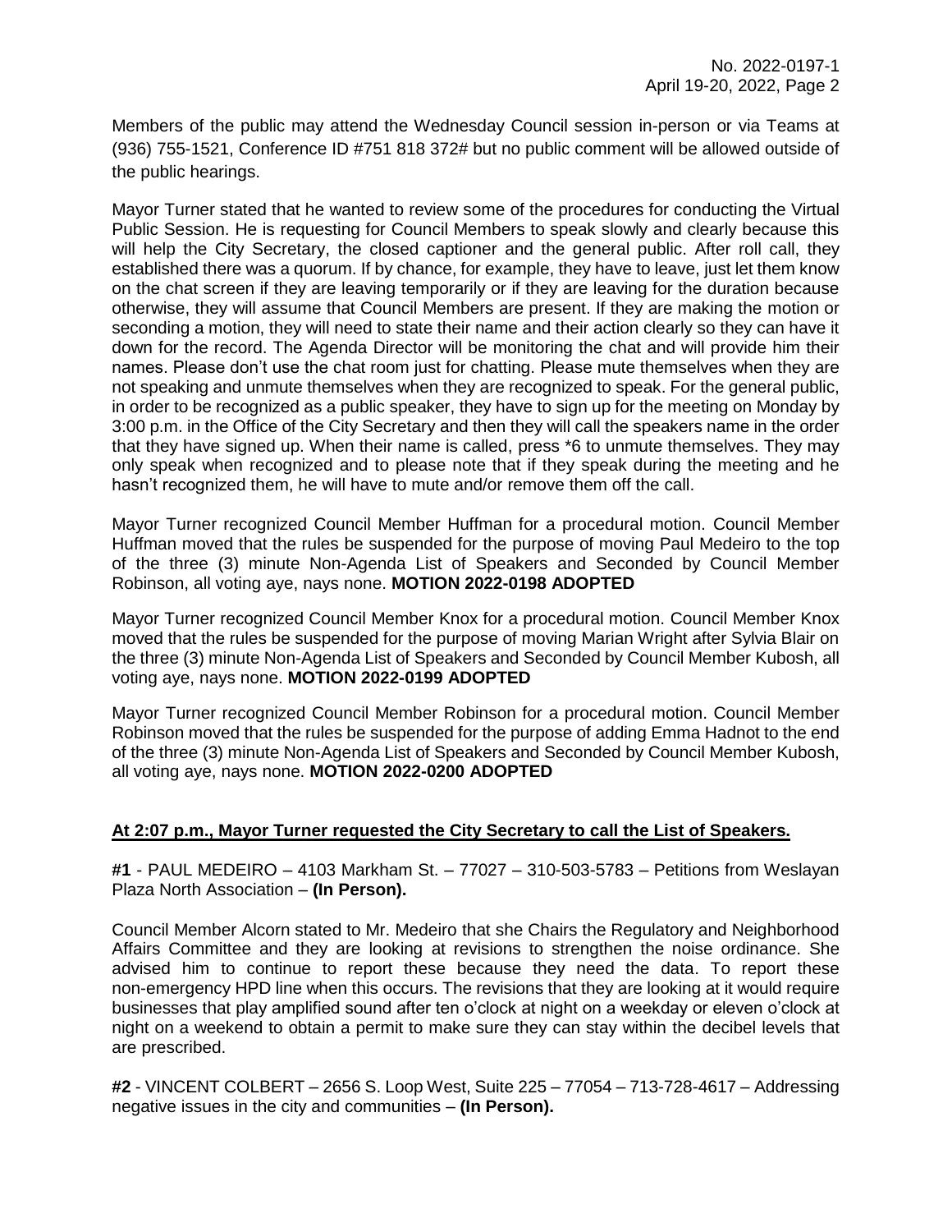Members of the public may attend the Wednesday Council session in-person or via Teams at (936) 755-1521, Conference ID #751 818 372# but no public comment will be allowed outside of the public hearings.

Mayor Turner stated that he wanted to review some of the procedures for conducting the Virtual Public Session. He is requesting for Council Members to speak slowly and clearly because this will help the City Secretary, the closed captioner and the general public. After roll call, they established there was a quorum. If by chance, for example, they have to leave, just let them know on the chat screen if they are leaving temporarily or if they are leaving for the duration because otherwise, they will assume that Council Members are present. If they are making the motion or seconding a motion, they will need to state their name and their action clearly so they can have it down for the record. The Agenda Director will be monitoring the chat and will provide him their names. Please don't use the chat room just for chatting. Please mute themselves when they are not speaking and unmute themselves when they are recognized to speak. For the general public, in order to be recognized as a public speaker, they have to sign up for the meeting on Monday by 3:00 p.m. in the Office of the City Secretary and then they will call the speakers name in the order that they have signed up. When their name is called, press *6 to unmute themselves. They may only speak when recognized and to please note that if they speak during the meeting and he hasn't recognized them, he will have to mute and/or remove them off the call.

Mayor Turner recognized Council Member Huffman for a procedural motion. Council Member Huffman moved that the rules be suspended for the purpose of moving Paul Medeiro to the top of the three (3) minute Non-Agenda List of Speakers and Seconded by Council Member Robinson, all voting aye, nays none. **MOTION 2022-0198 ADOPTED**

Mayor Turner recognized Council Member Knox for a procedural motion. Council Member Knox moved that the rules be suspended for the purpose of moving Marian Wright after Sylvia Blair on the three (3) minute Non-Agenda List of Speakers and Seconded by Council Member Kubosh, all voting aye, nays none. **MOTION 2022-0199 ADOPTED**

Mayor Turner recognized Council Member Robinson for a procedural motion. Council Member Robinson moved that the rules be suspended for the purpose of adding Emma Hadnot to the end of the three (3) minute Non-Agenda List of Speakers and Seconded by Council Member Kubosh, all voting aye, nays none. **MOTION 2022-0200 ADOPTED**

**At 2:07 p.m., Mayor Turner requested the City Secretary to call the List of Speakers.**

**#1** - PAUL MEDEIRO – 4103 Markham St. – 77027 – 310-503-5783 – Petitions from Weslayan Plaza North Association – **(In Person).**

Council Member Alcorn stated to Mr. Medeiro that she Chairs the Regulatory and Neighborhood Affairs Committee and they are looking at revisions to strengthen the noise ordinance. She advised him to continue to report these because they need the data. To report these non-emergency HPD line when this occurs. The revisions that they are looking at it would require businesses that play amplified sound after ten o'clock at night on a weekday or eleven o'clock at night on a weekend to obtain a permit to make sure they can stay within the decibel levels that are prescribed.

**#2** - VINCENT COLBERT – 2656 S. Loop West, Suite 225 – 77054 – 713-728-4617 – Addressing negative issues in the city and communities – **(In Person).**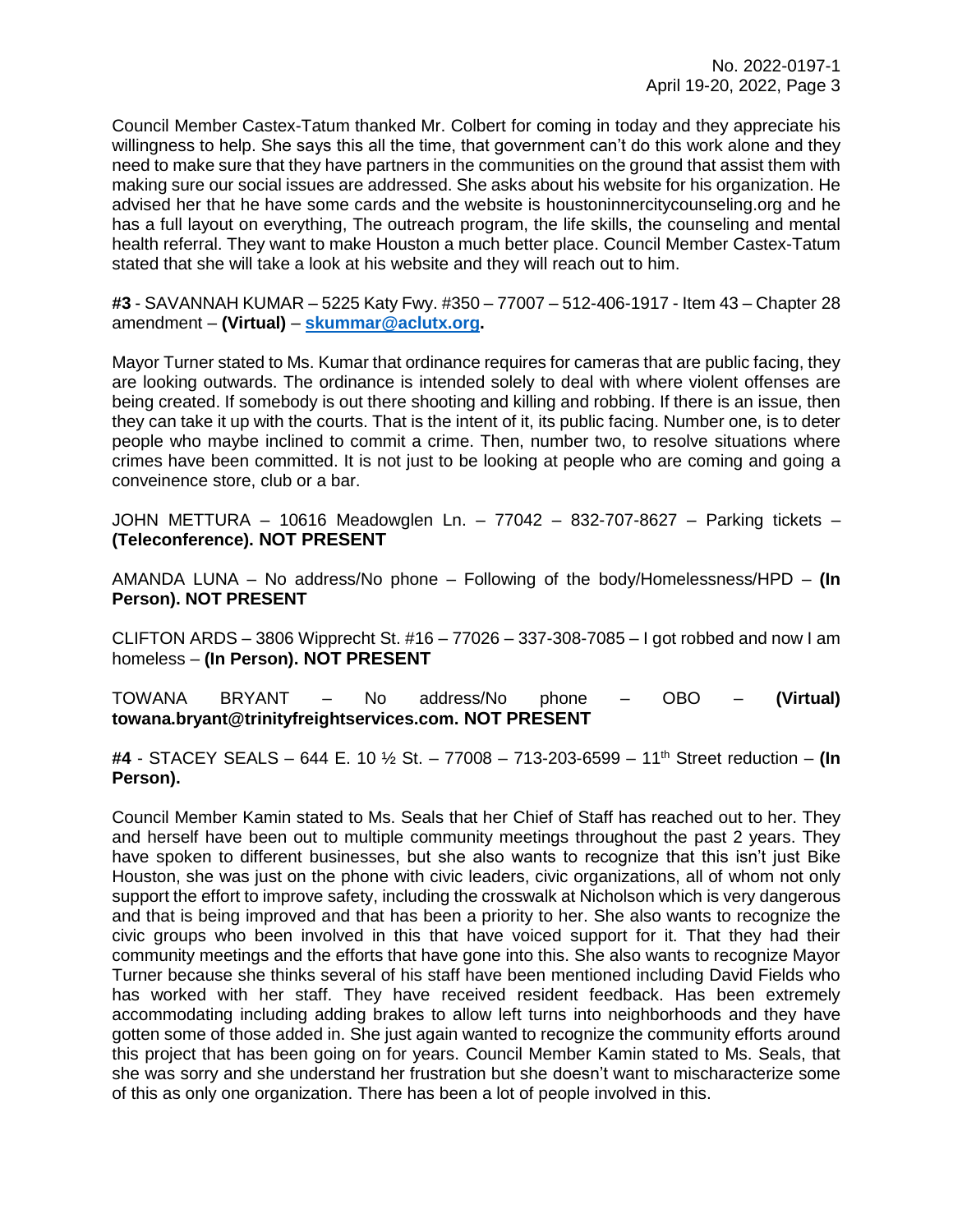Council Member Castex-Tatum thanked Mr. Colbert for coming in today and they appreciate his willingness to help. She says this all the time, that government can't do this work alone and they need to make sure that they have partners in the communities on the ground that assist them with making sure our social issues are addressed. She asks about his website for his organization. He advised her that he have some cards and the website is houstoninnercitycounseling.org and he has a full layout on everything, The outreach program, the life skills, the counseling and mental health referral. They want to make Houston a much better place. Council Member Castex-Tatum stated that she will take a look at his website and they will reach out to him.

**#3** - SAVANNAH KUMAR – 5225 Katy Fwy. #350 – 77007 – 512-406-1917 - Item 43 – Chapter 28 amendment – **(Virtual)** – **skummar@aclutx.org.**

Mayor Turner stated to Ms. Kumar that ordinance requires for cameras that are public facing, they are looking outwards. The ordinance is intended solely to deal with where violent offenses are being created. If somebody is out there shooting and killing and robbing. If there is an issue, then they can take it up with the courts. That is the intent of it, its public facing. Number one, is to deter people who maybe inclined to commit a crime. Then, number two, to resolve situations where crimes have been committed. It is not just to be looking at people who are coming and going a conveinence store, club or a bar.

JOHN METTURA – 10616 Meadowglen Ln. – 77042 – 832-707-8627 – Parking tickets – **(Teleconference). NOT PRESENT**

AMANDA LUNA – No address/No phone – Following of the body/Homelessness/HPD – **(In Person). NOT PRESENT**

CLIFTON ARDS – 3806 Wipprecht St. #16 – 77026 – 337-308-7085 – I got robbed and now I am homeless – **(In Person). NOT PRESENT**

TOWANA BRYANT – No address/No phone – OBO – **(Virtual) towana.bryant@trinityfreightservices.com. NOT PRESENT**

**#4** - STACEY SEALS – 644 E. 10 ½ St. – 77008 – 713-203-6599 – 11th Street reduction – **(In Person).**

Council Member Kamin stated to Ms. Seals that her Chief of Staff has reached out to her. They and herself have been out to multiple community meetings throughout the past 2 years. They have spoken to different businesses, but she also wants to recognize that this isn't just Bike Houston, she was just on the phone with civic leaders, civic organizations, all of whom not only support the effort to improve safety, including the crosswalk at Nicholson which is very dangerous and that is being improved and that has been a priority to her. She also wants to recognize the civic groups who been involved in this that have voiced support for it. That they had their community meetings and the efforts that have gone into this. She also wants to recognize Mayor Turner because she thinks several of his staff have been mentioned including David Fields who has worked with her staff. They have received resident feedback. Has been extremely accommodating including adding brakes to allow left turns into neighborhoods and they have gotten some of those added in. She just again wanted to recognize the community efforts around this project that has been going on for years. Council Member Kamin stated to Ms. Seals, that she was sorry and she understand her frustration but she doesn't want to mischaracterize some of this as only one organization. There has been a lot of people involved in this.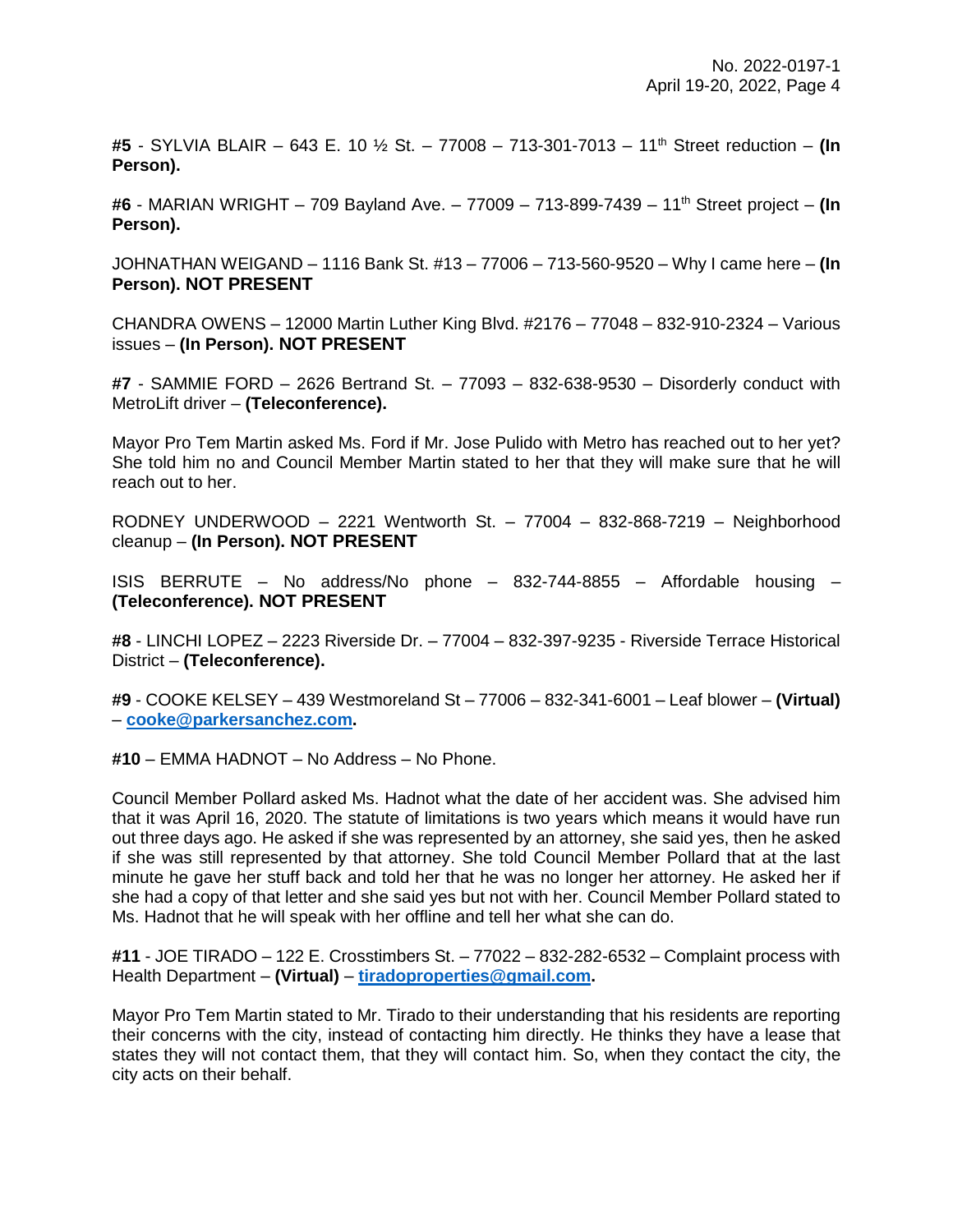**#5** - SYLVIA BLAIR – 643 E. 10 ½ St. – 77008 – 713-301-7013 – 11th Street reduction – **(In Person).**

**#6** - MARIAN WRIGHT – 709 Bayland Ave. – 77009 – 713-899-7439 – 11th Street project – **(In Person).**

JOHNATHAN WEIGAND – 1116 Bank St. #13 – 77006 – 713-560-9520 – Why I came here – **(In Person). NOT PRESENT**

CHANDRA OWENS – 12000 Martin Luther King Blvd. #2176 – 77048 – 832-910-2324 – Various issues – **(In Person). NOT PRESENT**

**#7** - SAMMIE FORD – 2626 Bertrand St. – 77093 – 832-638-9530 – Disorderly conduct with MetroLift driver – **(Teleconference).**

Mayor Pro Tem Martin asked Ms. Ford if Mr. Jose Pulido with Metro has reached out to her yet? She told him no and Council Member Martin stated to her that they will make sure that he will reach out to her.

RODNEY UNDERWOOD – 2221 Wentworth St. – 77004 – 832-868-7219 – Neighborhood cleanup – **(In Person). NOT PRESENT**

ISIS BERRUTE – No address/No phone – 832-744-8855 – Affordable housing – **(Teleconference). NOT PRESENT**

**#8** - LINCHI LOPEZ – 2223 Riverside Dr. – 77004 – 832-397-9235 - Riverside Terrace Historical District – **(Teleconference).**

**#9** - COOKE KELSEY – 439 Westmoreland St – 77006 – 832-341-6001 – Leaf blower – **(Virtual)** – **cooke@parkersanchez.com.**

**#10** – EMMA HADNOT – No Address – No Phone.

Council Member Pollard asked Ms. Hadnot what the date of her accident was. She advised him that it was April 16, 2020. The statute of limitations is two years which means it would have run out three days ago. He asked if she was represented by an attorney, she said yes, then he asked if she was still represented by that attorney. She told Council Member Pollard that at the last minute he gave her stuff back and told her that he was no longer her attorney. He asked her if she had a copy of that letter and she said yes but not with her. Council Member Pollard stated to Ms. Hadnot that he will speak with her offline and tell her what she can do.

**#11** - JOE TIRADO – 122 E. Crosstimbers St. – 77022 – 832-282-6532 – Complaint process with Health Department – **(Virtual)** – **tiradoproperties@gmail.com.**

Mayor Pro Tem Martin stated to Mr. Tirado to their understanding that his residents are reporting their concerns with the city, instead of contacting him directly. He thinks they have a lease that states they will not contact them, that they will contact him. So, when they contact the city, the city acts on their behalf.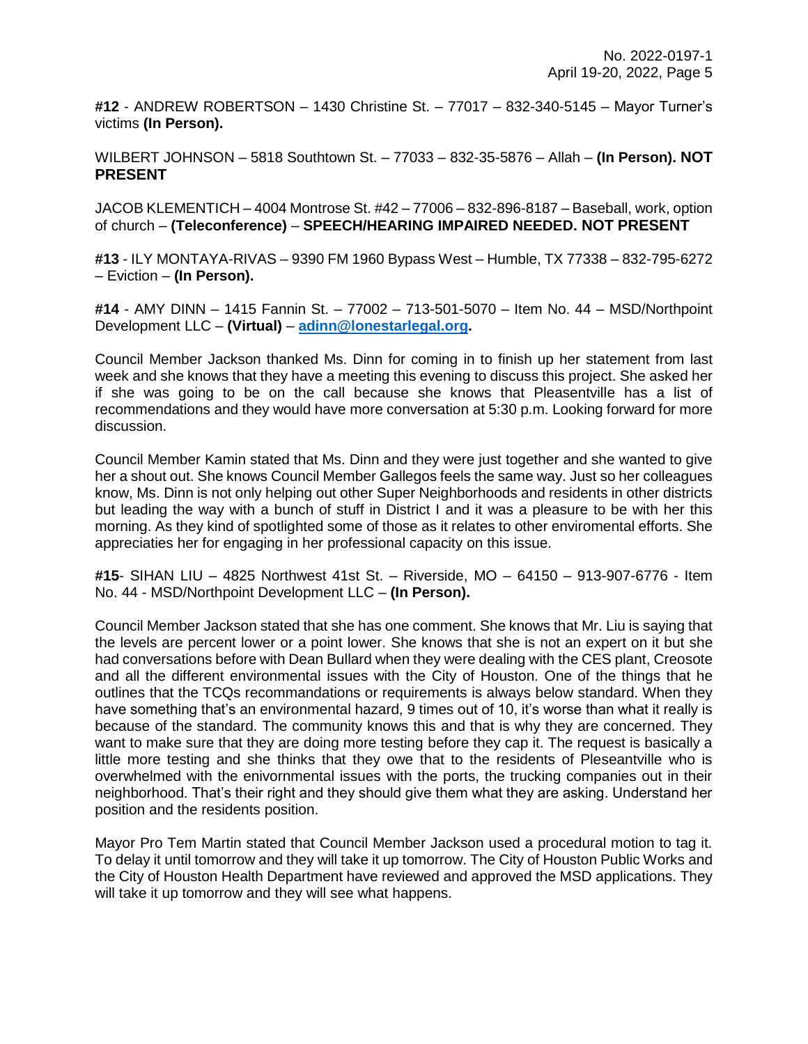**#12** - ANDREW ROBERTSON – 1430 Christine St. – 77017 – 832-340-5145 – Mayor Turner's victims **(In Person).**

WILBERT JOHNSON – 5818 Southtown St. – 77033 – 832-35-5876 – Allah – **(In Person). NOT PRESENT**

JACOB KLEMENTICH – 4004 Montrose St. #42 – 77006 – 832-896-8187 – Baseball, work, option of church – **(Teleconference)** – **SPEECH/HEARING IMPAIRED NEEDED. NOT PRESENT**

**#13** - ILY MONTAYA-RIVAS – 9390 FM 1960 Bypass West – Humble, TX 77338 – 832-795-6272 – Eviction – **(In Person).**

**#14** - AMY DINN – 1415 Fannin St. – 77002 – 713-501-5070 – Item No. 44 – MSD/Northpoint Development LLC – **(Virtual)** – **adinn@lonestarlegal.org.**

Council Member Jackson thanked Ms. Dinn for coming in to finish up her statement from last week and she knows that they have a meeting this evening to discuss this project. She asked her if she was going to be on the call because she knows that Pleasentville has a list of recommendations and they would have more conversation at 5:30 p.m. Looking forward for more discussion.

Council Member Kamin stated that Ms. Dinn and they were just together and she wanted to give her a shout out. She knows Council Member Gallegos feels the same way. Just so her colleagues know, Ms. Dinn is not only helping out other Super Neighborhoods and residents in other districts but leading the way with a bunch of stuff in District I and it was a pleasure to be with her this morning. As they kind of spotlighted some of those as it relates to other enviromental efforts. She appreciaties her for engaging in her professional capacity on this issue.

**#15**- SIHAN LIU – 4825 Northwest 41st St. – Riverside, MO – 64150 – 913-907-6776 - Item No. 44 - MSD/Northpoint Development LLC – **(In Person).**

Council Member Jackson stated that she has one comment. She knows that Mr. Liu is saying that the levels are percent lower or a point lower. She knows that she is not an expert on it but she had conversations before with Dean Bullard when they were dealing with the CES plant, Creosote and all the different environmental issues with the City of Houston. One of the things that he outlines that the TCQs recommandations or requirements is always below standard. When they have something that's an environmental hazard, 9 times out of 10, it's worse than what it really is because of the standard. The community knows this and that is why they are concerned. They want to make sure that they are doing more testing before they cap it. The request is basically a little more testing and she thinks that they owe that to the residents of Pleseantville who is overwhelmed with the enivornmental issues with the ports, the trucking companies out in their neighborhood. That's their right and they should give them what they are asking. Understand her position and the residents position.

Mayor Pro Tem Martin stated that Council Member Jackson used a procedural motion to tag it. To delay it until tomorrow and they will take it up tomorrow. The City of Houston Public Works and the City of Houston Health Department have reviewed and approved the MSD applications. They will take it up tomorrow and they will see what happens.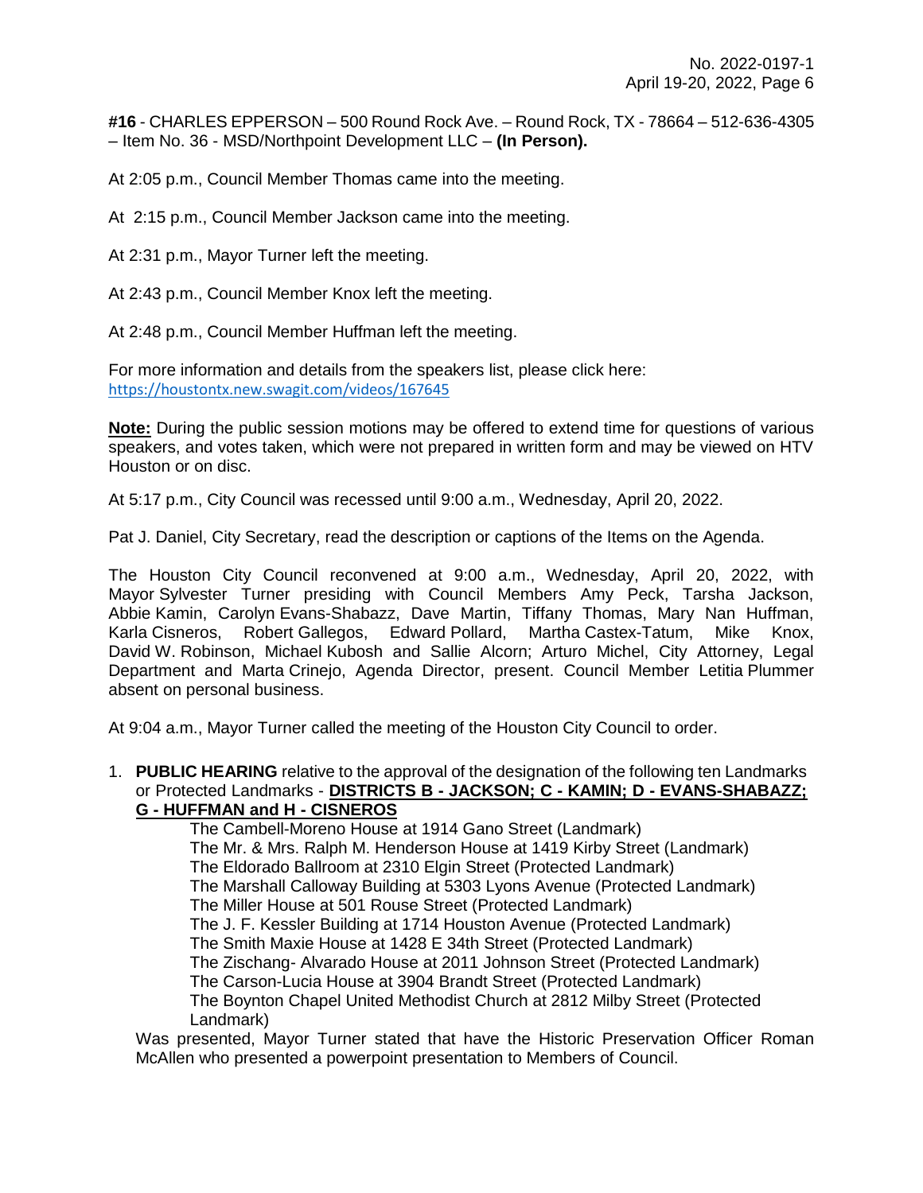**#16** - CHARLES EPPERSON – 500 Round Rock Ave. – Round Rock, TX - 78664 – 512-636-4305 – Item No. 36 - MSD/Northpoint Development LLC – **(In Person).**

At 2:05 p.m., Council Member Thomas came into the meeting.

At 2:15 p.m., Council Member Jackson came into the meeting.

At 2:31 p.m., Mayor Turner left the meeting.

At 2:43 p.m., Council Member Knox left the meeting.

At 2:48 p.m., Council Member Huffman left the meeting.

For more information and details from the speakers list, please click here: https://houstontx.new.swagit.com/videos/167645

**Note:** During the public session motions may be offered to extend time for questions of various speakers, and votes taken, which were not prepared in written form and may be viewed on HTV Houston or on disc.

At 5:17 p.m., City Council was recessed until 9:00 a.m., Wednesday, April 20, 2022.

Pat J. Daniel, City Secretary, read the description or captions of the Items on the Agenda.

The Houston City Council reconvened at 9:00 a.m., Wednesday, April 20, 2022, with Mayor Sylvester Turner presiding with Council Members Amy Peck, Tarsha Jackson, Abbie Kamin, Carolyn Evans-Shabazz, Dave Martin, Tiffany Thomas, Mary Nan Huffman, Karla Cisneros, Robert Gallegos, Edward Pollard, Martha Castex-Tatum, Mike Knox, David W. Robinson, Michael Kubosh and Sallie Alcorn; Arturo Michel, City Attorney, Legal Department and Marta Crinejo, Agenda Director, present. Council Member Letitia Plummer absent on personal business.

At 9:04 a.m., Mayor Turner called the meeting of the Houston City Council to order.

1. **PUBLIC HEARING** relative to the approval of the designation of the following ten Landmarks or Protected Landmarks - **DISTRICTS B - JACKSON; C - KAMIN; D - EVANS-SHABAZZ; G - HUFFMAN and H - CISNEROS**

   The Cambell-Moreno House at 1914 Gano Street (Landmark)
   The Mr. & Mrs. Ralph M. Henderson House at 1419 Kirby Street (Landmark)
   The Eldorado Ballroom at 2310 Elgin Street (Protected Landmark)
   The Marshall Calloway Building at 5303 Lyons Avenue (Protected Landmark)
   The Miller House at 501 Rouse Street (Protected Landmark)
   The J. F. Kessler Building at 1714 Houston Avenue (Protected Landmark)
   The Smith Maxie House at 1428 E 34th Street (Protected Landmark)
   The Zischang- Alvarado House at 2011 Johnson Street (Protected Landmark)
   The Carson-Lucia House at 3904 Brandt Street (Protected Landmark)
   The Boynton Chapel United Methodist Church at 2812 Milby Street (Protected Landmark)

   Was presented, Mayor Turner stated that have the Historic Preservation Officer Roman McAllen who presented a powerpoint presentation to Members of Council.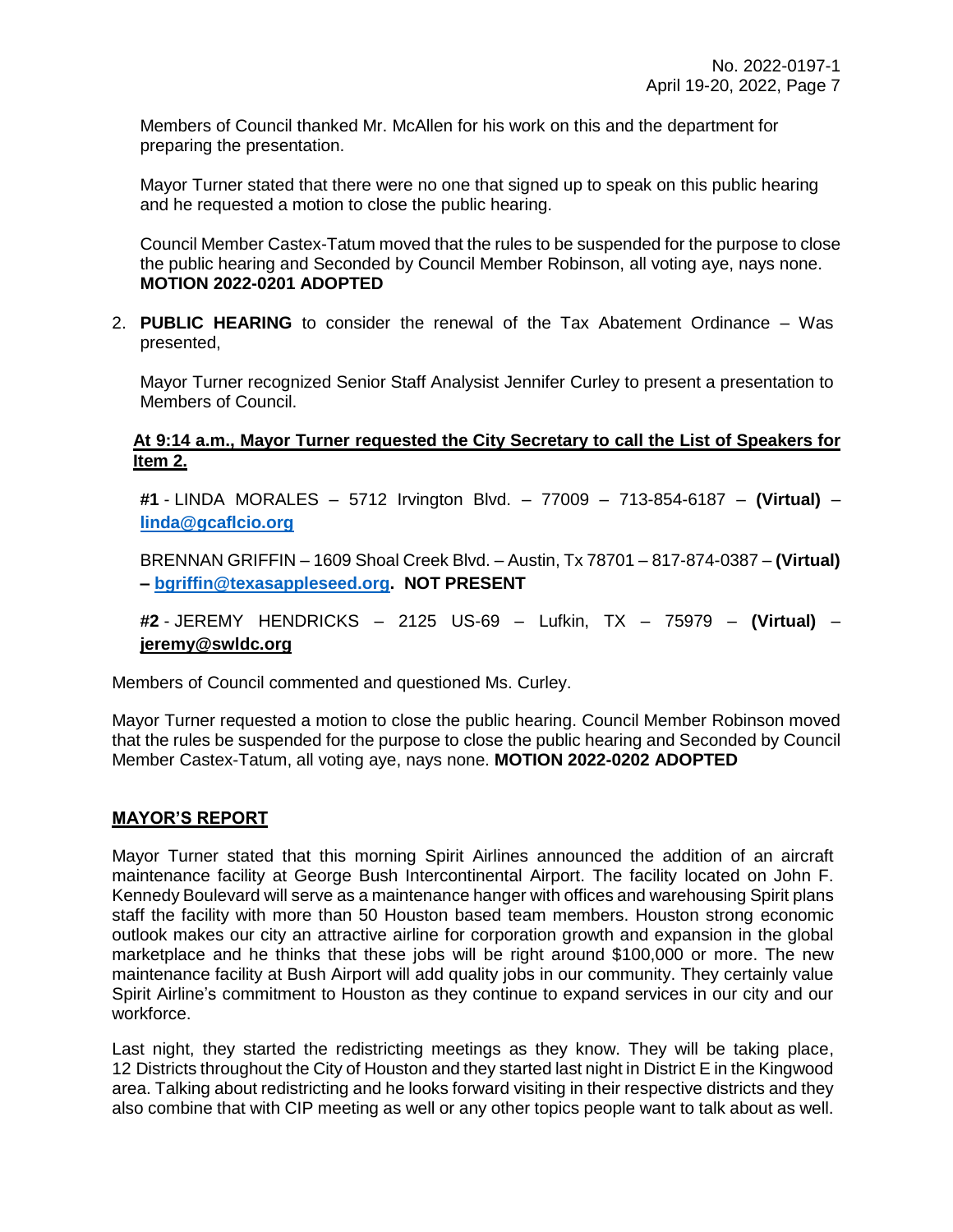Members of Council thanked Mr. McAllen for his work on this and the department for preparing the presentation.

Mayor Turner stated that there were no one that signed up to speak on this public hearing and he requested a motion to close the public hearing.

Council Member Castex-Tatum moved that the rules to be suspended for the purpose to close the public hearing and Seconded by Council Member Robinson, all voting aye, nays none. **MOTION 2022-0201 ADOPTED**

2. **PUBLIC HEARING** to consider the renewal of the Tax Abatement Ordinance – Was presented,

   Mayor Turner recognized Senior Staff Analysist Jennifer Curley to present a presentation to Members of Council.

   **At 9:14 a.m., Mayor Turner requested the City Secretary to call the List of Speakers for Item 2.**

   **#1** - LINDA MORALES – 5712 Irvington Blvd. – 77009 – 713-854-6187 – **(Virtual)** – **linda@gcaflcio.org**

   BRENNAN GRIFFIN – 1609 Shoal Creek Blvd. – Austin, Tx 78701 – 817-874-0387 – **(Virtual) – bgriffin@texasappleseed.org. NOT PRESENT**

   **#2** - JEREMY HENDRICKS – 2125 US-69 – Lufkin, TX – 75979 – **(Virtual)** – **jeremy@swldc.org**

Members of Council commented and questioned Ms. Curley.

Mayor Turner requested a motion to close the public hearing. Council Member Robinson moved that the rules be suspended for the purpose to close the public hearing and Seconded by Council Member Castex-Tatum, all voting aye, nays none. **MOTION 2022-0202 ADOPTED**

## MAYOR'S REPORT

Mayor Turner stated that this morning Spirit Airlines announced the addition of an aircraft maintenance facility at George Bush Intercontinental Airport. The facility located on John F. Kennedy Boulevard will serve as a maintenance hanger with offices and warehousing Spirit plans staff the facility with more than 50 Houston based team members. Houston strong economic outlook makes our city an attractive airline for corporation growth and expansion in the global marketplace and he thinks that these jobs will be right around $100,000 or more. The new maintenance facility at Bush Airport will add quality jobs in our community. They certainly value Spirit Airline's commitment to Houston as they continue to expand services in our city and our workforce.

Last night, they started the redistricting meetings as they know. They will be taking place, 12 Districts throughout the City of Houston and they started last night in District E in the Kingwood area. Talking about redistricting and he looks forward visiting in their respective districts and they also combine that with CIP meeting as well or any other topics people want to talk about as well.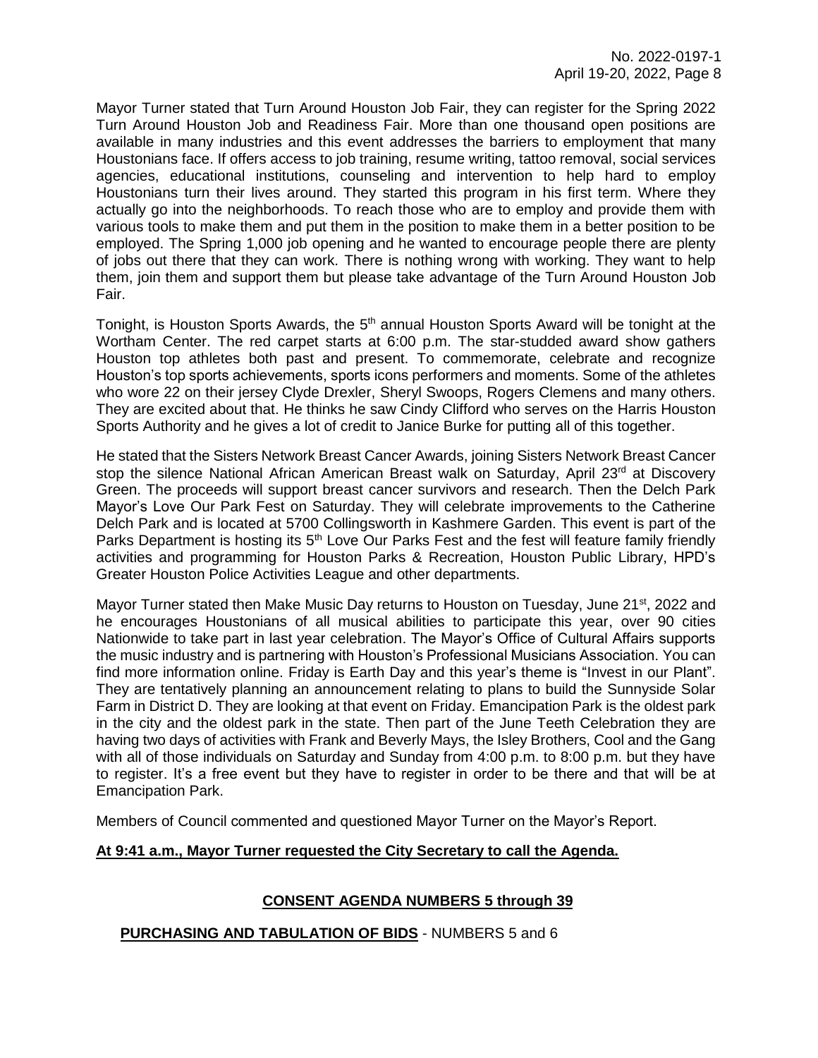Mayor Turner stated that Turn Around Houston Job Fair, they can register for the Spring 2022 Turn Around Houston Job and Readiness Fair. More than one thousand open positions are available in many industries and this event addresses the barriers to employment that many Houstonians face. If offers access to job training, resume writing, tattoo removal, social services agencies, educational institutions, counseling and intervention to help hard to employ Houstonians turn their lives around. They started this program in his first term. Where they actually go into the neighborhoods. To reach those who are to employ and provide them with various tools to make them and put them in the position to make them in a better position to be employed. The Spring 1,000 job opening and he wanted to encourage people there are plenty of jobs out there that they can work. There is nothing wrong with working. They want to help them, join them and support them but please take advantage of the Turn Around Houston Job Fair.

Tonight, is Houston Sports Awards, the 5th annual Houston Sports Award will be tonight at the Wortham Center. The red carpet starts at 6:00 p.m. The star-studded award show gathers Houston top athletes both past and present. To commemorate, celebrate and recognize Houston's top sports achievements, sports icons performers and moments. Some of the athletes who wore 22 on their jersey Clyde Drexler, Sheryl Swoops, Rogers Clemens and many others. They are excited about that. He thinks he saw Cindy Clifford who serves on the Harris Houston Sports Authority and he gives a lot of credit to Janice Burke for putting all of this together.

He stated that the Sisters Network Breast Cancer Awards, joining Sisters Network Breast Cancer stop the silence National African American Breast walk on Saturday, April 23rd at Discovery Green. The proceeds will support breast cancer survivors and research. Then the Delch Park Mayor's Love Our Park Fest on Saturday. They will celebrate improvements to the Catherine Delch Park and is located at 5700 Collingsworth in Kashmere Garden. This event is part of the Parks Department is hosting its 5th Love Our Parks Fest and the fest will feature family friendly activities and programming for Houston Parks & Recreation, Houston Public Library, HPD's Greater Houston Police Activities League and other departments.

Mayor Turner stated then Make Music Day returns to Houston on Tuesday, June 21st, 2022 and he encourages Houstonians of all musical abilities to participate this year, over 90 cities Nationwide to take part in last year celebration. The Mayor's Office of Cultural Affairs supports the music industry and is partnering with Houston's Professional Musicians Association. You can find more information online. Friday is Earth Day and this year's theme is "Invest in our Plant". They are tentatively planning an announcement relating to plans to build the Sunnyside Solar Farm in District D. They are looking at that event on Friday. Emancipation Park is the oldest park in the city and the oldest park in the state. Then part of the June Teeth Celebration they are having two days of activities with Frank and Beverly Mays, the Isley Brothers, Cool and the Gang with all of those individuals on Saturday and Sunday from 4:00 p.m. to 8:00 p.m. but they have to register. It's a free event but they have to register in order to be there and that will be at Emancipation Park.

Members of Council commented and questioned Mayor Turner on the Mayor's Report.

**At 9:41 a.m., Mayor Turner requested the City Secretary to call the Agenda.**

**CONSENT AGENDA NUMBERS 5 through 39**

**PURCHASING AND TABULATION OF BIDS** - NUMBERS 5 and 6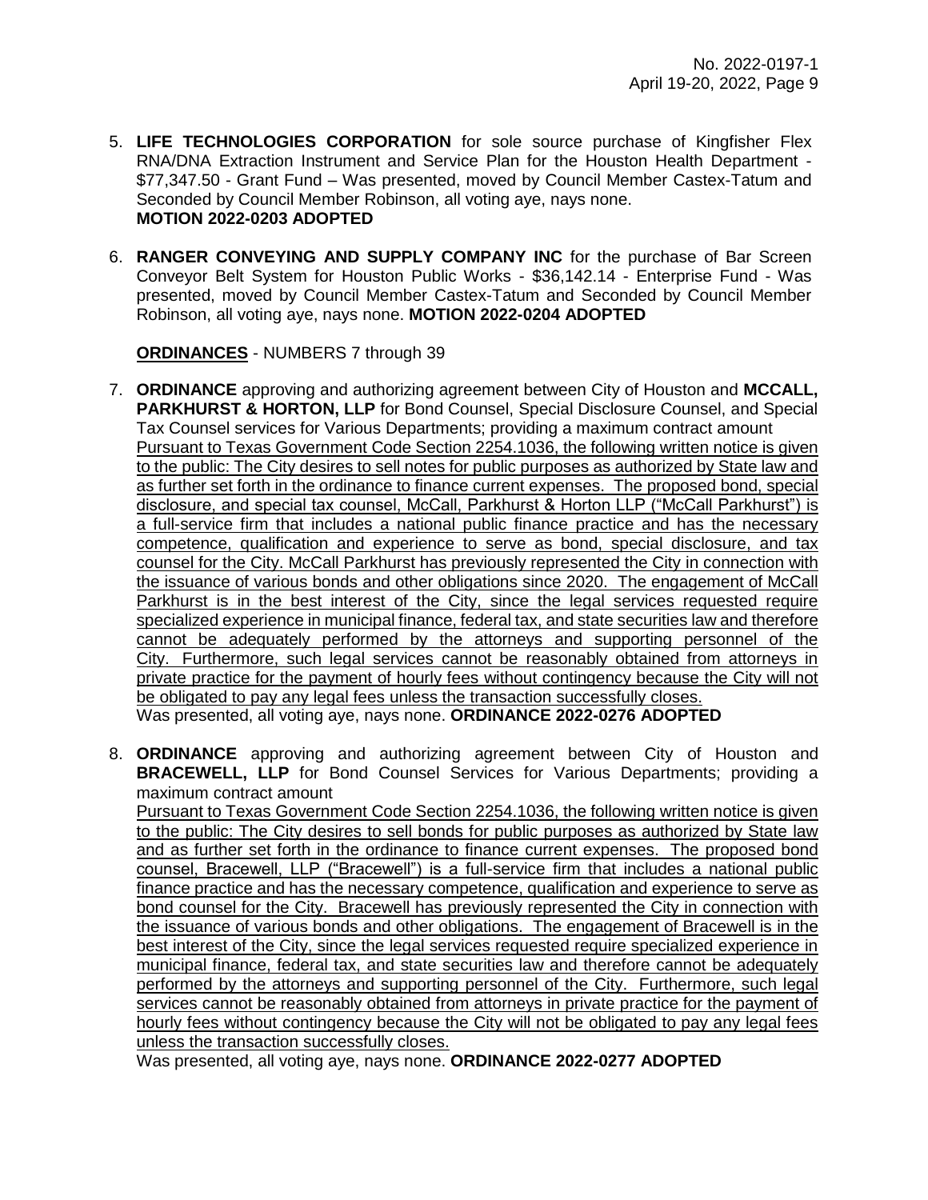5. **LIFE TECHNOLOGIES CORPORATION** for sole source purchase of Kingfisher Flex RNA/DNA Extraction Instrument and Service Plan for the Houston Health Department - $77,347.50 - Grant Fund – Was presented, moved by Council Member Castex-Tatum and Seconded by Council Member Robinson, all voting aye, nays none.
**MOTION 2022-0203 ADOPTED**

6. **RANGER CONVEYING AND SUPPLY COMPANY INC** for the purchase of Bar Screen Conveyor Belt System for Houston Public Works - $36,142.14 - Enterprise Fund - Was presented, moved by Council Member Castex-Tatum and Seconded by Council Member Robinson, all voting aye, nays none. **MOTION 2022-0204 ADOPTED**

**ORDINANCES** - NUMBERS 7 through 39

7. **ORDINANCE** approving and authorizing agreement between City of Houston and **MCCALL, PARKHURST & HORTON, LLP** for Bond Counsel, Special Disclosure Counsel, and Special Tax Counsel services for Various Departments; providing a maximum contract amount
Pursuant to Texas Government Code Section 2254.1036, the following written notice is given to the public: The City desires to sell notes for public purposes as authorized by State law and as further set forth in the ordinance to finance current expenses. The proposed bond, special disclosure, and special tax counsel, McCall, Parkhurst & Horton LLP ("McCall Parkhurst") is a full-service firm that includes a national public finance practice and has the necessary competence, qualification and experience to serve as bond, special disclosure, and tax counsel for the City. McCall Parkhurst has previously represented the City in connection with the issuance of various bonds and other obligations since 2020. The engagement of McCall Parkhurst is in the best interest of the City, since the legal services requested require specialized experience in municipal finance, federal tax, and state securities law and therefore cannot be adequately performed by the attorneys and supporting personnel of the City. Furthermore, such legal services cannot be reasonably obtained from attorneys in private practice for the payment of hourly fees without contingency because the City will not be obligated to pay any legal fees unless the transaction successfully closes.
Was presented, all voting aye, nays none. **ORDINANCE 2022-0276 ADOPTED**

8. **ORDINANCE** approving and authorizing agreement between City of Houston and **BRACEWELL, LLP** for Bond Counsel Services for Various Departments; providing a maximum contract amount
Pursuant to Texas Government Code Section 2254.1036, the following written notice is given to the public: The City desires to sell bonds for public purposes as authorized by State law and as further set forth in the ordinance to finance current expenses. The proposed bond counsel, Bracewell, LLP ("Bracewell") is a full-service firm that includes a national public finance practice and has the necessary competence, qualification and experience to serve as bond counsel for the City. Bracewell has previously represented the City in connection with the issuance of various bonds and other obligations. The engagement of Bracewell is in the best interest of the City, since the legal services requested require specialized experience in municipal finance, federal tax, and state securities law and therefore cannot be adequately performed by the attorneys and supporting personnel of the City. Furthermore, such legal services cannot be reasonably obtained from attorneys in private practice for the payment of hourly fees without contingency because the City will not be obligated to pay any legal fees unless the transaction successfully closes.
Was presented, all voting aye, nays none. **ORDINANCE 2022-0277 ADOPTED**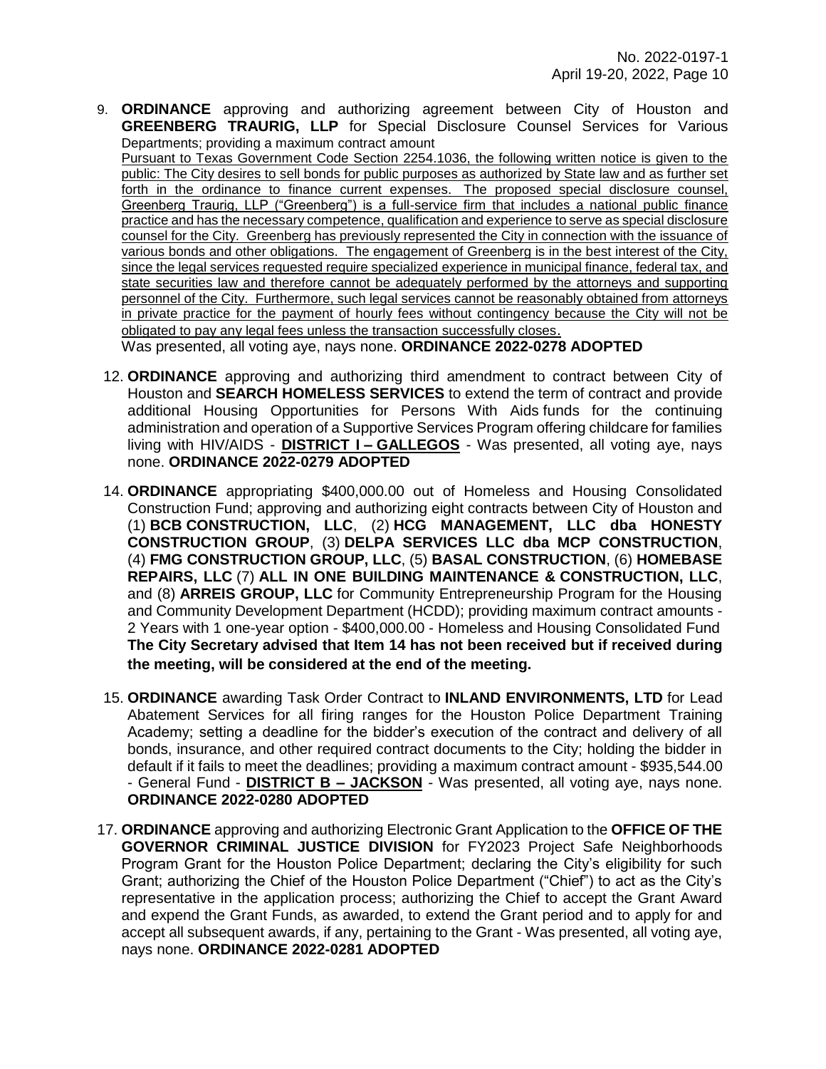9. **ORDINANCE** approving and authorizing agreement between City of Houston and **GREENBERG TRAURIG, LLP** for Special Disclosure Counsel Services for Various Departments; providing a maximum contract amount

   <u>Pursuant to Texas Government Code Section 2254.1036, the following written notice is given to the public: The City desires to sell bonds for public purposes as authorized by State law and as further set forth in the ordinance to finance current expenses. The proposed special disclosure counsel, Greenberg Traurig, LLP ("Greenberg") is a full-service firm that includes a national public finance practice and has the necessary competence, qualification and experience to serve as special disclosure counsel for the City. Greenberg has previously represented the City in connection with the issuance of various bonds and other obligations. The engagement of Greenberg is in the best interest of the City, since the legal services requested require specialized experience in municipal finance, federal tax, and state securities law and therefore cannot be adequately performed by the attorneys and supporting personnel of the City. Furthermore, such legal services cannot be reasonably obtained from attorneys in private practice for the payment of hourly fees without contingency because the City will not be obligated to pay any legal fees unless the transaction successfully closes.</u>

   Was presented, all voting aye, nays none. **ORDINANCE 2022-0278 ADOPTED**

12. **ORDINANCE** approving and authorizing third amendment to contract between City of Houston and **SEARCH HOMELESS SERVICES** to extend the term of contract and provide additional Housing Opportunities for Persons With Aids funds for the continuing administration and operation of a Supportive Services Program offering childcare for families living with HIV/AIDS - **<u>DISTRICT I – GALLEGOS</u>** - Was presented, all voting aye, nays none. **ORDINANCE 2022-0279 ADOPTED**

14. **ORDINANCE** appropriating $400,000.00 out of Homeless and Housing Consolidated Construction Fund; approving and authorizing eight contracts between City of Houston and (1) **BCB CONSTRUCTION, LLC**, (2) **HCG MANAGEMENT, LLC dba HONESTY CONSTRUCTION GROUP**, (3) **DELPA SERVICES LLC dba MCP CONSTRUCTION**, (4) **FMG CONSTRUCTION GROUP, LLC**, (5) **BASAL CONSTRUCTION**, (6) **HOMEBASE REPAIRS, LLC** (7) **ALL IN ONE BUILDING MAINTENANCE & CONSTRUCTION, LLC**, and (8) **ARREIS GROUP, LLC** for Community Entrepreneurship Program for the Housing and Community Development Department (HCDD); providing maximum contract amounts - 2 Years with 1 one-year option - $400,000.00 - Homeless and Housing Consolidated Fund

    **The City Secretary advised that Item 14 has not been received but if received during the meeting, will be considered at the end of the meeting.**

15. **ORDINANCE** awarding Task Order Contract to **INLAND ENVIRONMENTS, LTD** for Lead Abatement Services for all firing ranges for the Houston Police Department Training Academy; setting a deadline for the bidder's execution of the contract and delivery of all bonds, insurance, and other required contract documents to the City; holding the bidder in default if it fails to meet the deadlines; providing a maximum contract amount - $935,544.00 - General Fund - **<u>DISTRICT B – JACKSON</u>** - Was presented, all voting aye, nays none. **ORDINANCE 2022-0280 ADOPTED**

17. **ORDINANCE** approving and authorizing Electronic Grant Application to the **OFFICE OF THE GOVERNOR CRIMINAL JUSTICE DIVISION** for FY2023 Project Safe Neighborhoods Program Grant for the Houston Police Department; declaring the City's eligibility for such Grant; authorizing the Chief of the Houston Police Department ("Chief") to act as the City's representative in the application process; authorizing the Chief to accept the Grant Award and expend the Grant Funds, as awarded, to extend the Grant period and to apply for and accept all subsequent awards, if any, pertaining to the Grant - Was presented, all voting aye, nays none. **ORDINANCE 2022-0281 ADOPTED**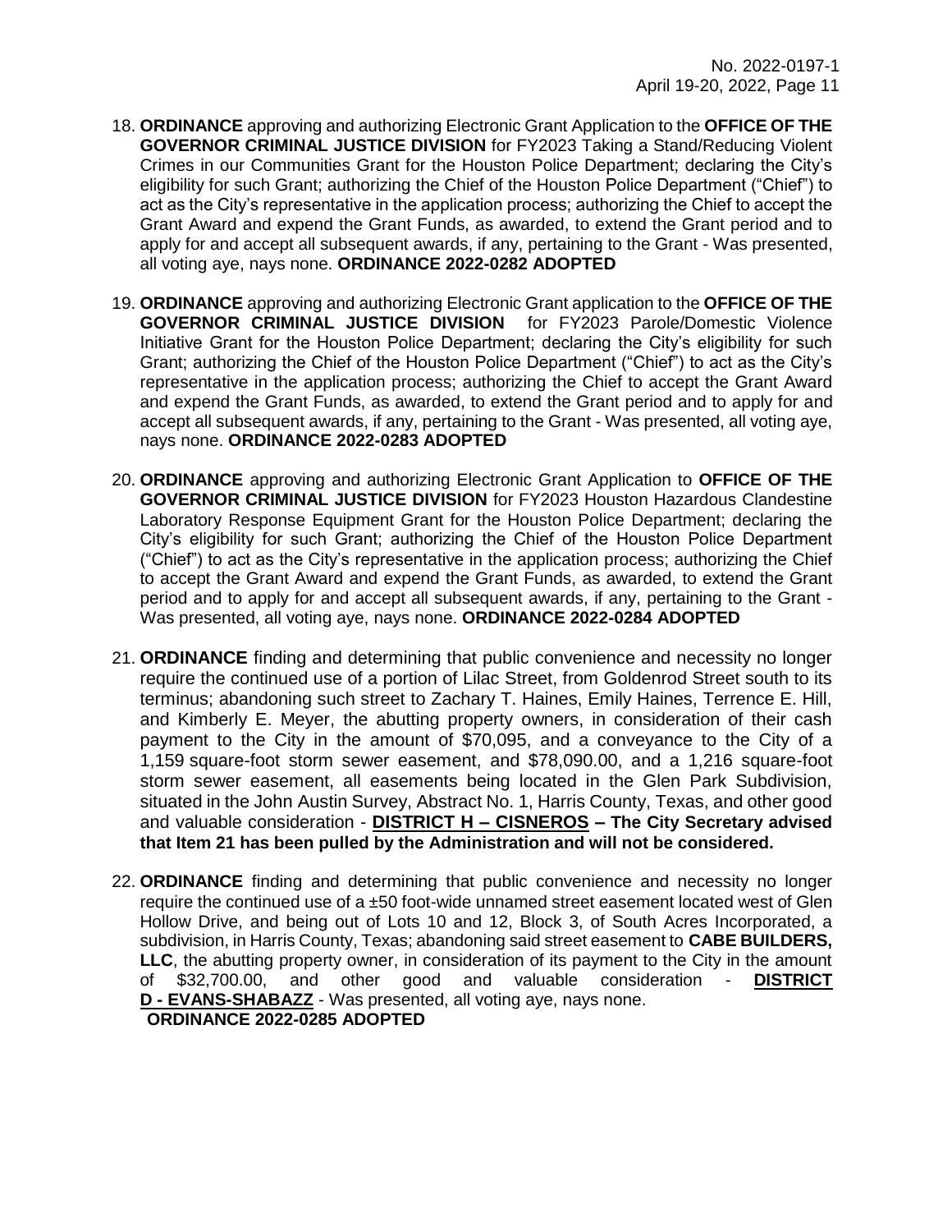18. **ORDINANCE** approving and authorizing Electronic Grant Application to the **OFFICE OF THE GOVERNOR CRIMINAL JUSTICE DIVISION** for FY2023 Taking a Stand/Reducing Violent Crimes in our Communities Grant for the Houston Police Department; declaring the City's eligibility for such Grant; authorizing the Chief of the Houston Police Department ("Chief") to act as the City's representative in the application process; authorizing the Chief to accept the Grant Award and expend the Grant Funds, as awarded, to extend the Grant period and to apply for and accept all subsequent awards, if any, pertaining to the Grant - Was presented, all voting aye, nays none. **ORDINANCE 2022-0282 ADOPTED**

19. **ORDINANCE** approving and authorizing Electronic Grant application to the **OFFICE OF THE GOVERNOR CRIMINAL JUSTICE DIVISION** for FY2023 Parole/Domestic Violence Initiative Grant for the Houston Police Department; declaring the City's eligibility for such Grant; authorizing the Chief of the Houston Police Department ("Chief") to act as the City's representative in the application process; authorizing the Chief to accept the Grant Award and expend the Grant Funds, as awarded, to extend the Grant period and to apply for and accept all subsequent awards, if any, pertaining to the Grant - Was presented, all voting aye, nays none. **ORDINANCE 2022-0283 ADOPTED**

20. **ORDINANCE** approving and authorizing Electronic Grant Application to **OFFICE OF THE GOVERNOR CRIMINAL JUSTICE DIVISION** for FY2023 Houston Hazardous Clandestine Laboratory Response Equipment Grant for the Houston Police Department; declaring the City's eligibility for such Grant; authorizing the Chief of the Houston Police Department ("Chief") to act as the City's representative in the application process; authorizing the Chief to accept the Grant Award and expend the Grant Funds, as awarded, to extend the Grant period and to apply for and accept all subsequent awards, if any, pertaining to the Grant - Was presented, all voting aye, nays none. **ORDINANCE 2022-0284 ADOPTED**

21. **ORDINANCE** finding and determining that public convenience and necessity no longer require the continued use of a portion of Lilac Street, from Goldenrod Street south to its terminus; abandoning such street to Zachary T. Haines, Emily Haines, Terrence E. Hill, and Kimberly E. Meyer, the abutting property owners, in consideration of their cash payment to the City in the amount of $70,095, and a conveyance to the City of a 1,159 square-foot storm sewer easement, and $78,090.00, and a 1,216 square-foot storm sewer easement, all easements being located in the Glen Park Subdivision, situated in the John Austin Survey, Abstract No. 1, Harris County, Texas, and other good and valuable consideration - **DISTRICT H – CISNEROS – The City Secretary advised that Item 21 has been pulled by the Administration and will not be considered.**

22. **ORDINANCE** finding and determining that public convenience and necessity no longer require the continued use of a ±50 foot-wide unnamed street easement located west of Glen Hollow Drive, and being out of Lots 10 and 12, Block 3, of South Acres Incorporated, a subdivision, in Harris County, Texas; abandoning said street easement to **CABE BUILDERS, LLC**, the abutting property owner, in consideration of its payment to the City in the amount of $32,700.00, and other good and valuable consideration - **DISTRICT D - EVANS-SHABAZZ** - Was presented, all voting aye, nays none. **ORDINANCE 2022-0285 ADOPTED**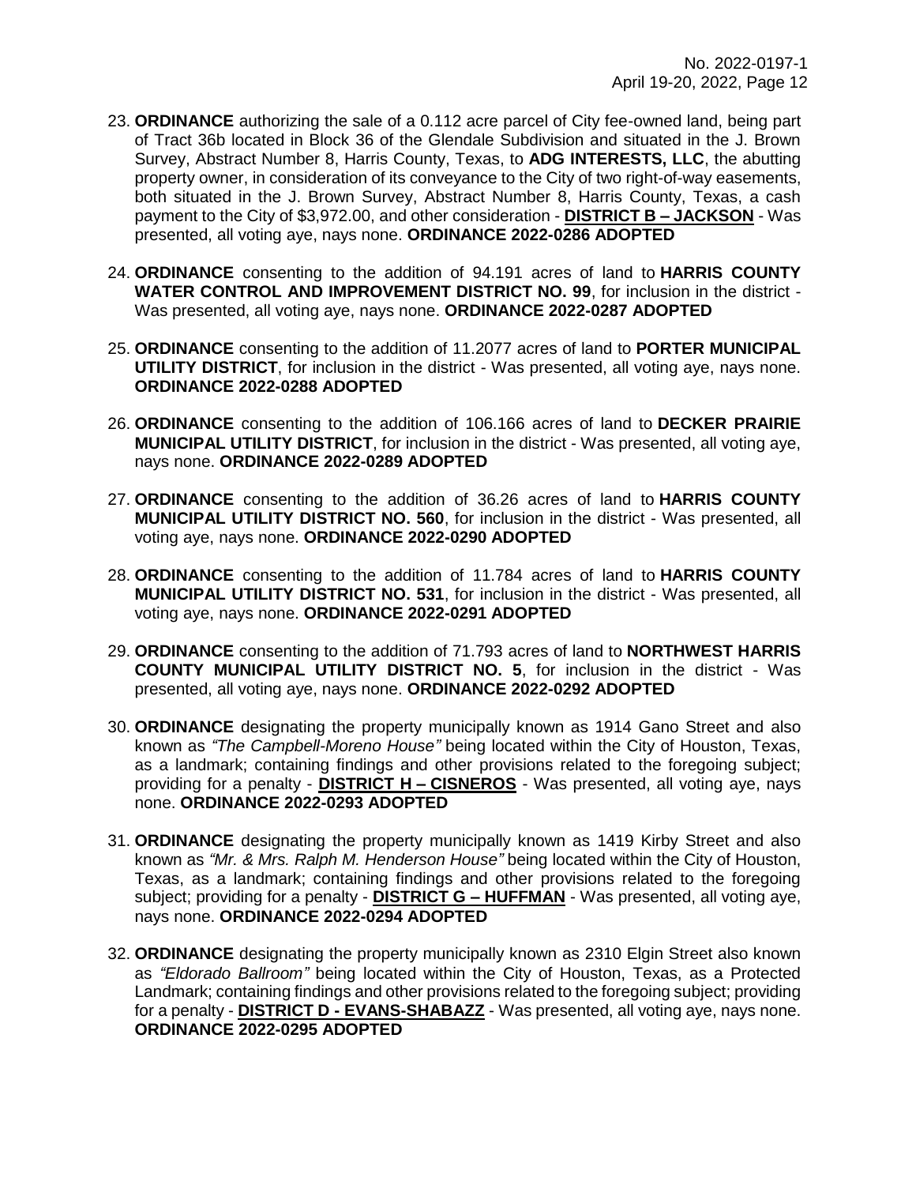23. **ORDINANCE** authorizing the sale of a 0.112 acre parcel of City fee-owned land, being part of Tract 36b located in Block 36 of the Glendale Subdivision and situated in the J. Brown Survey, Abstract Number 8, Harris County, Texas, to **ADG INTERESTS, LLC**, the abutting property owner, in consideration of its conveyance to the City of two right-of-way easements, both situated in the J. Brown Survey, Abstract Number 8, Harris County, Texas, a cash payment to the City of $3,972.00, and other consideration - **DISTRICT B – JACKSON** - Was presented, all voting aye, nays none. **ORDINANCE 2022-0286 ADOPTED**

24. **ORDINANCE** consenting to the addition of 94.191 acres of land to **HARRIS COUNTY WATER CONTROL AND IMPROVEMENT DISTRICT NO. 99**, for inclusion in the district - Was presented, all voting aye, nays none. **ORDINANCE 2022-0287 ADOPTED**

25. **ORDINANCE** consenting to the addition of 11.2077 acres of land to **PORTER MUNICIPAL UTILITY DISTRICT**, for inclusion in the district - Was presented, all voting aye, nays none. **ORDINANCE 2022-0288 ADOPTED**

26. **ORDINANCE** consenting to the addition of 106.166 acres of land to **DECKER PRAIRIE MUNICIPAL UTILITY DISTRICT**, for inclusion in the district - Was presented, all voting aye, nays none. **ORDINANCE 2022-0289 ADOPTED**

27. **ORDINANCE** consenting to the addition of 36.26 acres of land to **HARRIS COUNTY MUNICIPAL UTILITY DISTRICT NO. 560**, for inclusion in the district - Was presented, all voting aye, nays none. **ORDINANCE 2022-0290 ADOPTED**

28. **ORDINANCE** consenting to the addition of 11.784 acres of land to **HARRIS COUNTY MUNICIPAL UTILITY DISTRICT NO. 531**, for inclusion in the district - Was presented, all voting aye, nays none. **ORDINANCE 2022-0291 ADOPTED**

29. **ORDINANCE** consenting to the addition of 71.793 acres of land to **NORTHWEST HARRIS COUNTY MUNICIPAL UTILITY DISTRICT NO. 5**, for inclusion in the district - Was presented, all voting aye, nays none. **ORDINANCE 2022-0292 ADOPTED**

30. **ORDINANCE** designating the property municipally known as 1914 Gano Street and also known as *"The Campbell-Moreno House"* being located within the City of Houston, Texas, as a landmark; containing findings and other provisions related to the foregoing subject; providing for a penalty - **DISTRICT H – CISNEROS** - Was presented, all voting aye, nays none. **ORDINANCE 2022-0293 ADOPTED**

31. **ORDINANCE** designating the property municipally known as 1419 Kirby Street and also known as *"Mr. & Mrs. Ralph M. Henderson House"* being located within the City of Houston, Texas, as a landmark; containing findings and other provisions related to the foregoing subject; providing for a penalty - **DISTRICT G – HUFFMAN** - Was presented, all voting aye, nays none. **ORDINANCE 2022-0294 ADOPTED**

32. **ORDINANCE** designating the property municipally known as 2310 Elgin Street also known as *"Eldorado Ballroom"* being located within the City of Houston, Texas, as a Protected Landmark; containing findings and other provisions related to the foregoing subject; providing for a penalty - **DISTRICT D - EVANS-SHABAZZ** - Was presented, all voting aye, nays none. **ORDINANCE 2022-0295 ADOPTED**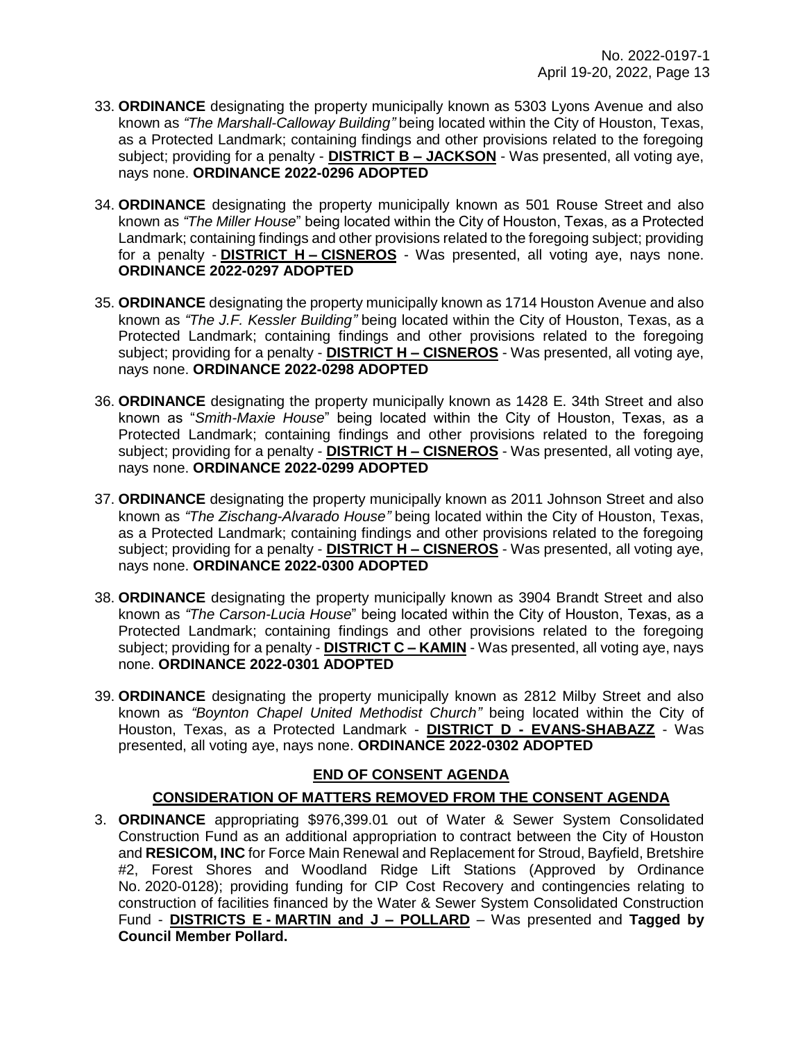33. **ORDINANCE** designating the property municipally known as 5303 Lyons Avenue and also known as *"The Marshall-Calloway Building"* being located within the City of Houston, Texas, as a Protected Landmark; containing findings and other provisions related to the foregoing subject; providing for a penalty - **DISTRICT B – JACKSON** - Was presented, all voting aye, nays none. **ORDINANCE 2022-0296 ADOPTED**

34. **ORDINANCE** designating the property municipally known as 501 Rouse Street and also known as *"The Miller House"* being located within the City of Houston, Texas, as a Protected Landmark; containing findings and other provisions related to the foregoing subject; providing for a penalty - **DISTRICT H – CISNEROS** - Was presented, all voting aye, nays none. **ORDINANCE 2022-0297 ADOPTED**

35. **ORDINANCE** designating the property municipally known as 1714 Houston Avenue and also known as *"The J.F. Kessler Building"* being located within the City of Houston, Texas, as a Protected Landmark; containing findings and other provisions related to the foregoing subject; providing for a penalty - **DISTRICT H – CISNEROS** - Was presented, all voting aye, nays none. **ORDINANCE 2022-0298 ADOPTED**

36. **ORDINANCE** designating the property municipally known as 1428 E. 34th Street and also known as "*Smith-Maxie House*" being located within the City of Houston, Texas, as a Protected Landmark; containing findings and other provisions related to the foregoing subject; providing for a penalty - **DISTRICT H – CISNEROS** - Was presented, all voting aye, nays none. **ORDINANCE 2022-0299 ADOPTED**

37. **ORDINANCE** designating the property municipally known as 2011 Johnson Street and also known as *"The Zischang-Alvarado House"* being located within the City of Houston, Texas, as a Protected Landmark; containing findings and other provisions related to the foregoing subject; providing for a penalty - **DISTRICT H – CISNEROS** - Was presented, all voting aye, nays none. **ORDINANCE 2022-0300 ADOPTED**

38. **ORDINANCE** designating the property municipally known as 3904 Brandt Street and also known as *"The Carson-Lucia House"* being located within the City of Houston, Texas, as a Protected Landmark; containing findings and other provisions related to the foregoing subject; providing for a penalty - **DISTRICT C – KAMIN** - Was presented, all voting aye, nays none. **ORDINANCE 2022-0301 ADOPTED**

39. **ORDINANCE** designating the property municipally known as 2812 Milby Street and also known as *"Boynton Chapel United Methodist Church"* being located within the City of Houston, Texas, as a Protected Landmark - **DISTRICT D - EVANS-SHABAZZ** - Was presented, all voting aye, nays none. **ORDINANCE 2022-0302 ADOPTED**

**END OF CONSENT AGENDA**

**CONSIDERATION OF MATTERS REMOVED FROM THE CONSENT AGENDA**

3. **ORDINANCE** appropriating $976,399.01 out of Water & Sewer System Consolidated Construction Fund as an additional appropriation to contract between the City of Houston and **RESICOM, INC** for Force Main Renewal and Replacement for Stroud, Bayfield, Bretshire #2, Forest Shores and Woodland Ridge Lift Stations (Approved by Ordinance No. 2020-0128); providing funding for CIP Cost Recovery and contingencies relating to construction of facilities financed by the Water & Sewer System Consolidated Construction Fund - **DISTRICTS E - MARTIN and J – POLLARD** – Was presented and **Tagged by Council Member Pollard.**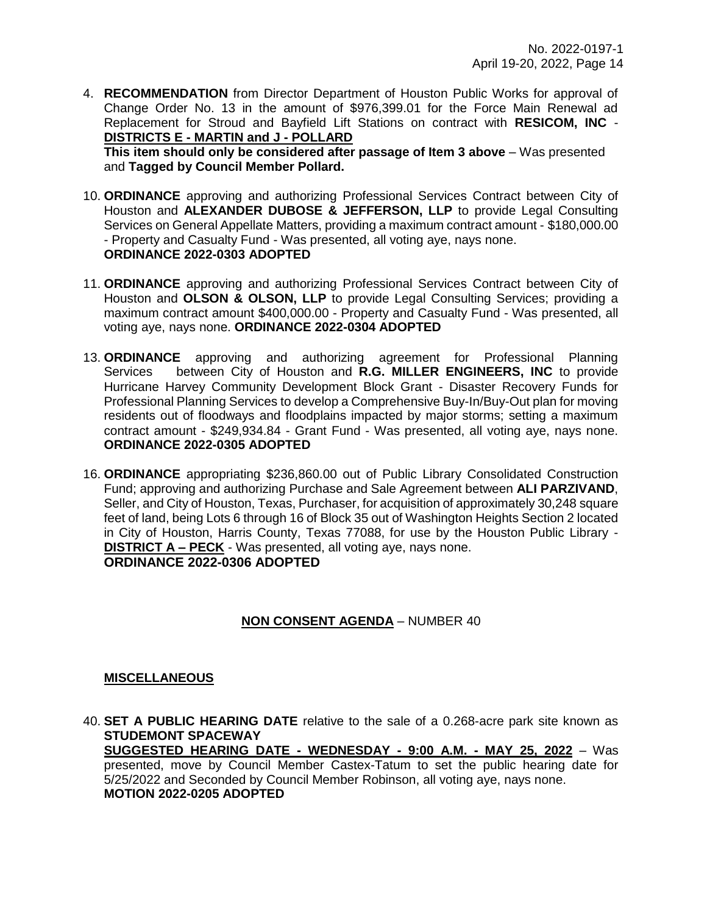4. **RECOMMENDATION** from Director Department of Houston Public Works for approval of Change Order No. 13 in the amount of $976,399.01 for the Force Main Renewal ad Replacement for Stroud and Bayfield Lift Stations on contract with **RESICOM, INC** - **DISTRICTS E - MARTIN and J - POLLARD**
   **This item should only be considered after passage of Item 3 above** – Was presented and **Tagged by Council Member Pollard.**

10. **ORDINANCE** approving and authorizing Professional Services Contract between City of Houston and **ALEXANDER DUBOSE & JEFFERSON, LLP** to provide Legal Consulting Services on General Appellate Matters, providing a maximum contract amount - $180,000.00 - Property and Casualty Fund - Was presented, all voting aye, nays none.
    **ORDINANCE 2022-0303 ADOPTED**

11. **ORDINANCE** approving and authorizing Professional Services Contract between City of Houston and **OLSON & OLSON, LLP** to provide Legal Consulting Services; providing a maximum contract amount $400,000.00 - Property and Casualty Fund - Was presented, all voting aye, nays none. **ORDINANCE 2022-0304 ADOPTED**

13. **ORDINANCE** approving and authorizing agreement for Professional Planning Services between City of Houston and **R.G. MILLER ENGINEERS, INC** to provide Hurricane Harvey Community Development Block Grant - Disaster Recovery Funds for Professional Planning Services to develop a Comprehensive Buy-In/Buy-Out plan for moving residents out of floodways and floodplains impacted by major storms; setting a maximum contract amount - $249,934.84 - Grant Fund - Was presented, all voting aye, nays none.
    **ORDINANCE 2022-0305 ADOPTED**

16. **ORDINANCE** appropriating $236,860.00 out of Public Library Consolidated Construction Fund; approving and authorizing Purchase and Sale Agreement between **ALI PARZIVAND**, Seller, and City of Houston, Texas, Purchaser, for acquisition of approximately 30,248 square feet of land, being Lots 6 through 16 of Block 35 out of Washington Heights Section 2 located in City of Houston, Harris County, Texas 77088, for use by the Houston Public Library - **DISTRICT A – PECK** - Was presented, all voting aye, nays none.
    **ORDINANCE 2022-0306 ADOPTED**

## NON CONSENT AGENDA – NUMBER 40

### MISCELLANEOUS

40. **SET A PUBLIC HEARING DATE** relative to the sale of a 0.268-acre park site known as **STUDEMONT SPACEWAY**
    **SUGGESTED HEARING DATE - WEDNESDAY - 9:00 A.M. - MAY 25, 2022** – Was presented, move by Council Member Castex-Tatum to set the public hearing date for 5/25/2022 and Seconded by Council Member Robinson, all voting aye, nays none.
    **MOTION 2022-0205 ADOPTED**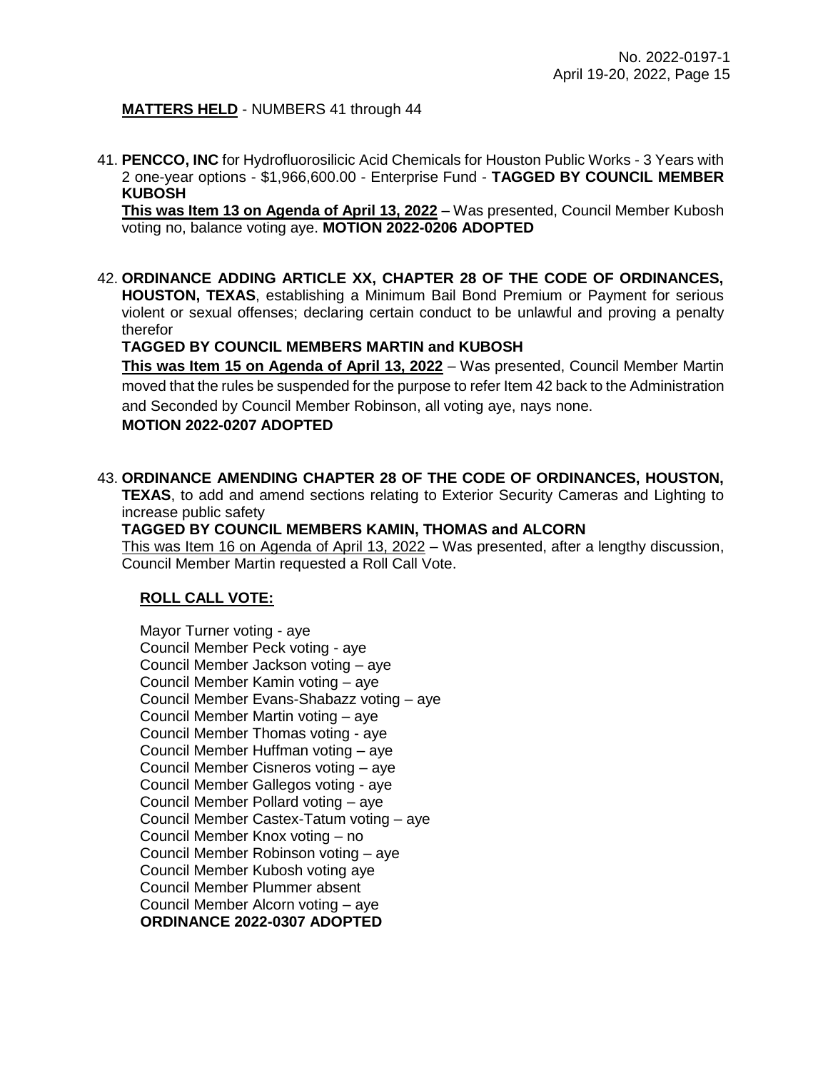**MATTERS HELD** - NUMBERS 41 through 44

41. **PENCCO, INC** for Hydrofluorosilicic Acid Chemicals for Houston Public Works - 3 Years with 2 one-year options - $1,966,600.00 - Enterprise Fund - **TAGGED BY COUNCIL MEMBER KUBOSH**

    **This was Item 13 on Agenda of April 13, 2022** – Was presented, Council Member Kubosh voting no, balance voting aye. **MOTION 2022-0206 ADOPTED**

42. **ORDINANCE ADDING ARTICLE XX, CHAPTER 28 OF THE CODE OF ORDINANCES, HOUSTON, TEXAS**, establishing a Minimum Bail Bond Premium or Payment for serious violent or sexual offenses; declaring certain conduct to be unlawful and proving a penalty therefor

    **TAGGED BY COUNCIL MEMBERS MARTIN and KUBOSH**

    **This was Item 15 on Agenda of April 13, 2022** – Was presented, Council Member Martin moved that the rules be suspended for the purpose to refer Item 42 back to the Administration and Seconded by Council Member Robinson, all voting aye, nays none.

    **MOTION 2022-0207 ADOPTED**

43. **ORDINANCE AMENDING CHAPTER 28 OF THE CODE OF ORDINANCES, HOUSTON, TEXAS**, to add and amend sections relating to Exterior Security Cameras and Lighting to increase public safety

    **TAGGED BY COUNCIL MEMBERS KAMIN, THOMAS and ALCORN**

    This was Item 16 on Agenda of April 13, 2022 – Was presented, after a lengthy discussion, Council Member Martin requested a Roll Call Vote.

    **ROLL CALL VOTE:**

    Mayor Turner voting - aye
    Council Member Peck voting - aye
    Council Member Jackson voting – aye
    Council Member Kamin voting – aye
    Council Member Evans-Shabazz voting – aye
    Council Member Martin voting – aye
    Council Member Thomas voting - aye
    Council Member Huffman voting – aye
    Council Member Cisneros voting – aye
    Council Member Gallegos voting - aye
    Council Member Pollard voting – aye
    Council Member Castex-Tatum voting – aye
    Council Member Knox voting – no
    Council Member Robinson voting – aye
    Council Member Kubosh voting aye
    Council Member Plummer absent
    Council Member Alcorn voting – aye
    **ORDINANCE 2022-0307 ADOPTED**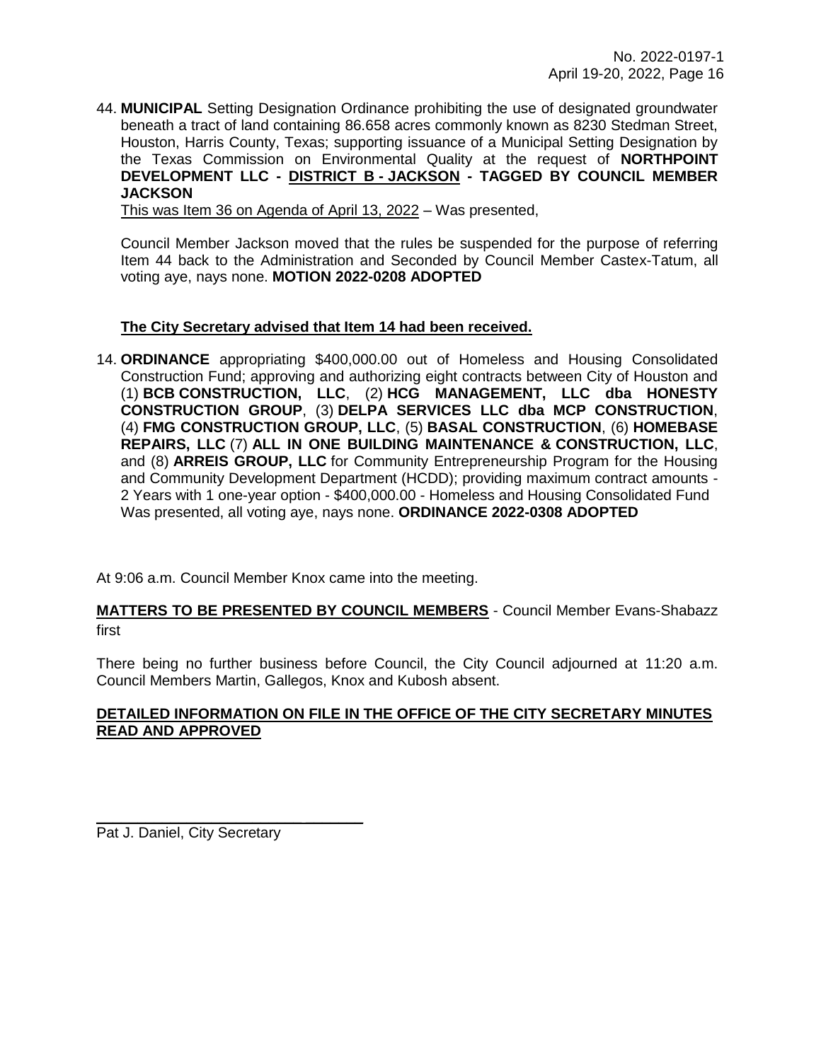44. **MUNICIPAL** Setting Designation Ordinance prohibiting the use of designated groundwater beneath a tract of land containing 86.658 acres commonly known as 8230 Stedman Street, Houston, Harris County, Texas; supporting issuance of a Municipal Setting Designation by the Texas Commission on Environmental Quality at the request of **NORTHPOINT DEVELOPMENT LLC - DISTRICT B - JACKSON - TAGGED BY COUNCIL MEMBER JACKSON**

This was Item 36 on Agenda of April 13, 2022 – Was presented,

Council Member Jackson moved that the rules be suspended for the purpose of referring Item 44 back to the Administration and Seconded by Council Member Castex-Tatum, all voting aye, nays none. **MOTION 2022-0208 ADOPTED**

**The City Secretary advised that Item 14 had been received.**

14. **ORDINANCE** appropriating $400,000.00 out of Homeless and Housing Consolidated Construction Fund; approving and authorizing eight contracts between City of Houston and (1) **BCB CONSTRUCTION, LLC**, (2) **HCG MANAGEMENT, LLC dba HONESTY CONSTRUCTION GROUP**, (3) **DELPA SERVICES LLC dba MCP CONSTRUCTION**, (4) **FMG CONSTRUCTION GROUP, LLC**, (5) **BASAL CONSTRUCTION**, (6) **HOMEBASE REPAIRS, LLC** (7) **ALL IN ONE BUILDING MAINTENANCE & CONSTRUCTION, LLC**, and (8) **ARREIS GROUP, LLC** for Community Entrepreneurship Program for the Housing and Community Development Department (HCDD); providing maximum contract amounts - 2 Years with 1 one-year option - $400,000.00 - Homeless and Housing Consolidated Fund
Was presented, all voting aye, nays none. **ORDINANCE 2022-0308 ADOPTED**

At 9:06 a.m. Council Member Knox came into the meeting.

**MATTERS TO BE PRESENTED BY COUNCIL MEMBERS** - Council Member Evans-Shabazz first

There being no further business before Council, the City Council adjourned at 11:20 a.m. Council Members Martin, Gallegos, Knox and Kubosh absent.

**DETAILED INFORMATION ON FILE IN THE OFFICE OF THE CITY SECRETARY MINUTES READ AND APPROVED**

\_\_\_\_\_\_\_\_\_\_\_\_\_\_\_\_\_\_\_\_\_\_\_\_\_\_\_\_\_\_\_\_

Pat J. Daniel, City Secretary